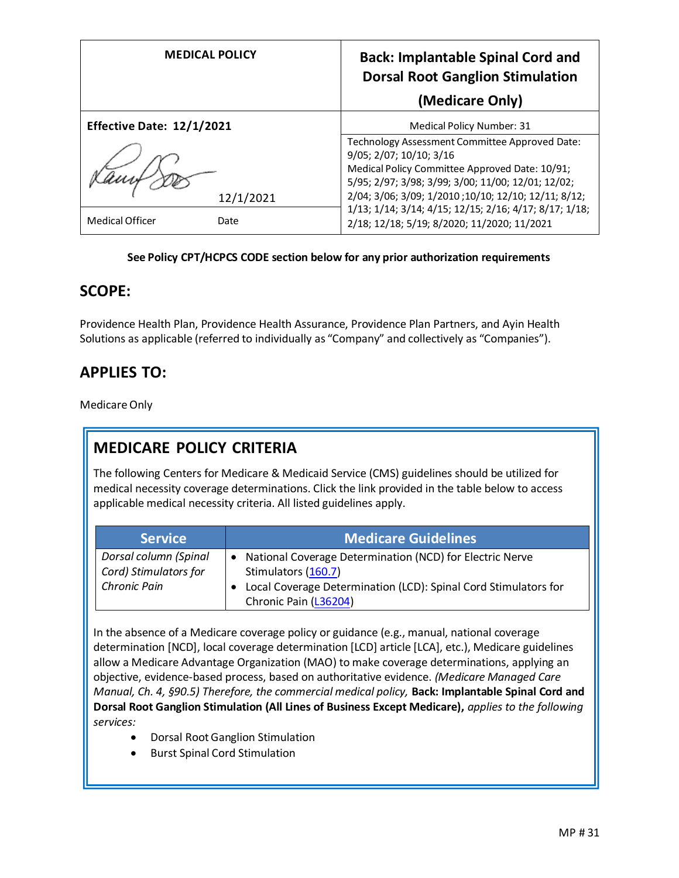| MEDICAL POLICY | Back: Implantable Spinal Cord and Dorsal Root Ganglion Stimulation (Medicare Only) |
|---|---|
| **Effective Date: 12/1/2021** | Medical Policy Number: 31 |
| 12/1/2021 | Technology Assessment Committee Approved Date: 9/05; 2/07; 10/10; 3/16<br>Medical Policy Committee Approved Date: 10/91; 5/95; 2/97; 3/98; 3/99; 3/00; 11/00; 12/01; 12/02; 2/04; 3/06; 3/09; 1/2010 ;10/10; 12/10; 12/11; 8/12; 1/13; 1/14; 3/14; 4/15; 12/15; 2/16; 4/17; 8/17; 1/18; 2/18; 12/18; 5/19; 8/2020; 11/2020; 11/2021 |
| Medical Officer &nbsp;&nbsp;&nbsp; Date | |

**See Policy CPT/HCPCS CODE section below for any prior authorization requirements**

## SCOPE:

Providence Health Plan, Providence Health Assurance, Providence Plan Partners, and Ayin Health Solutions as applicable (referred to individually as "Company" and collectively as "Companies").

## APPLIES TO:

Medicare Only

## MEDICARE POLICY CRITERIA

The following Centers for Medicare & Medicaid Service (CMS) guidelines should be utilized for medical necessity coverage determinations. Click the link provided in the table below to access applicable medical necessity criteria. All listed guidelines apply.

| Service | Medicare Guidelines |
|---|---|
| *Dorsal column (Spinal Cord) Stimulators for Chronic Pain* | • National Coverage Determination (NCD) for Electric Nerve Stimulators (160.7)<br>• Local Coverage Determination (LCD): Spinal Cord Stimulators for Chronic Pain (L36204) |

In the absence of a Medicare coverage policy or guidance (e.g., manual, national coverage determination [NCD], local coverage determination [LCD] article [LCA], etc.), Medicare guidelines allow a Medicare Advantage Organization (MAO) to make coverage determinations, applying an objective, evidence-based process, based on authoritative evidence. *(Medicare Managed Care Manual, Ch. 4, §90.5) Therefore, the commercial medical policy,* **Back: Implantable Spinal Cord and Dorsal Root Ganglion Stimulation (All Lines of Business Except Medicare),** *applies to the following services:*

- Dorsal Root Ganglion Stimulation
- Burst Spinal Cord Stimulation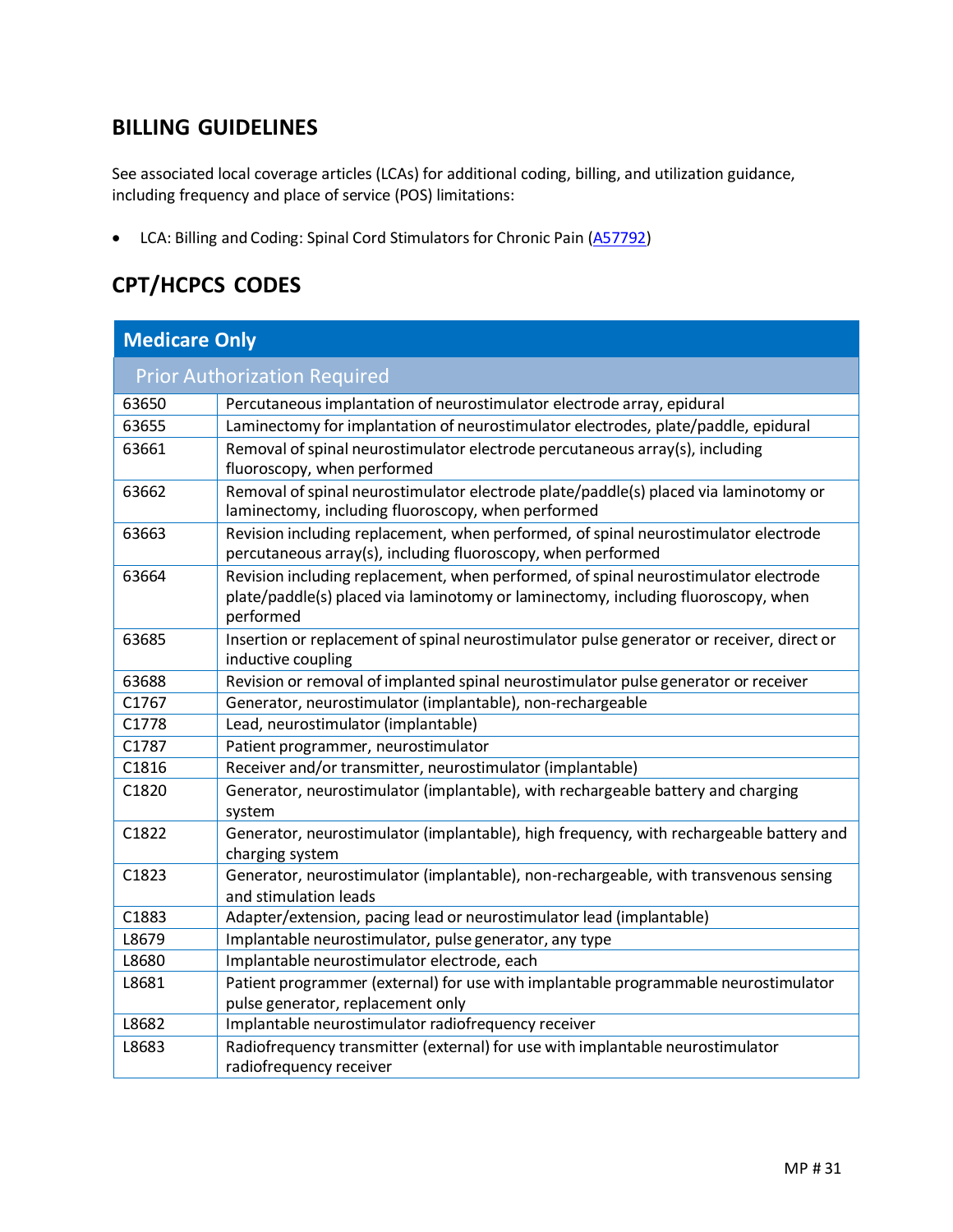## BILLING GUIDELINES

See associated local coverage articles (LCAs) for additional coding, billing, and utilization guidance, including frequency and place of service (POS) limitations:

- LCA: Billing and Coding: Spinal Cord Stimulators for Chronic Pain (A57792)

## CPT/HCPCS CODES

| Medicare Only | |
|---|---|
| Prior Authorization Required | |
| 63650 | Percutaneous implantation of neurostimulator electrode array, epidural |
| 63655 | Laminectomy for implantation of neurostimulator electrodes, plate/paddle, epidural |
| 63661 | Removal of spinal neurostimulator electrode percutaneous array(s), including fluoroscopy, when performed |
| 63662 | Removal of spinal neurostimulator electrode plate/paddle(s) placed via laminotomy or laminectomy, including fluoroscopy, when performed |
| 63663 | Revision including replacement, when performed, of spinal neurostimulator electrode percutaneous array(s), including fluoroscopy, when performed |
| 63664 | Revision including replacement, when performed, of spinal neurostimulator electrode plate/paddle(s) placed via laminotomy or laminectomy, including fluoroscopy, when performed |
| 63685 | Insertion or replacement of spinal neurostimulator pulse generator or receiver, direct or inductive coupling |
| 63688 | Revision or removal of implanted spinal neurostimulator pulse generator or receiver |
| C1767 | Generator, neurostimulator (implantable), non-rechargeable |
| C1778 | Lead, neurostimulator (implantable) |
| C1787 | Patient programmer, neurostimulator |
| C1816 | Receiver and/or transmitter, neurostimulator (implantable) |
| C1820 | Generator, neurostimulator (implantable), with rechargeable battery and charging system |
| C1822 | Generator, neurostimulator (implantable), high frequency, with rechargeable battery and charging system |
| C1823 | Generator, neurostimulator (implantable), non-rechargeable, with transvenous sensing and stimulation leads |
| C1883 | Adapter/extension, pacing lead or neurostimulator lead (implantable) |
| L8679 | Implantable neurostimulator, pulse generator, any type |
| L8680 | Implantable neurostimulator electrode, each |
| L8681 | Patient programmer (external) for use with implantable programmable neurostimulator pulse generator, replacement only |
| L8682 | Implantable neurostimulator radiofrequency receiver |
| L8683 | Radiofrequency transmitter (external) for use with implantable neurostimulator radiofrequency receiver |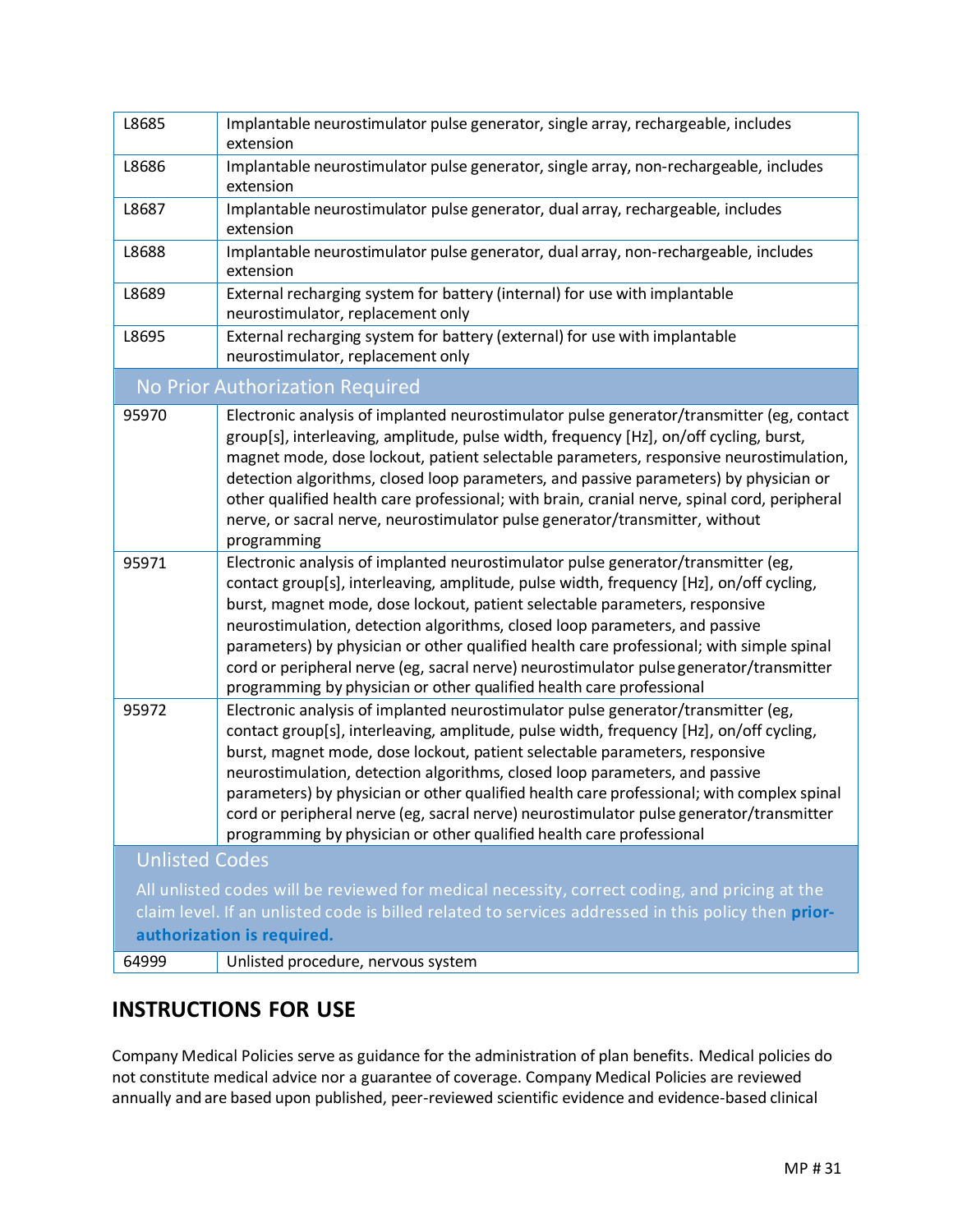| | |
|---|---|
| L8685 | Implantable neurostimulator pulse generator, single array, rechargeable, includes extension |
| L8686 | Implantable neurostimulator pulse generator, single array, non-rechargeable, includes extension |
| L8687 | Implantable neurostimulator pulse generator, dual array, rechargeable, includes extension |
| L8688 | Implantable neurostimulator pulse generator, dual array, non-rechargeable, includes extension |
| L8689 | External recharging system for battery (internal) for use with implantable neurostimulator, replacement only |
| L8695 | External recharging system for battery (external) for use with implantable neurostimulator, replacement only |
| **No Prior Authorization Required** | |
| 95970 | Electronic analysis of implanted neurostimulator pulse generator/transmitter (eg, contact group[s], interleaving, amplitude, pulse width, frequency [Hz], on/off cycling, burst, magnet mode, dose lockout, patient selectable parameters, responsive neurostimulation, detection algorithms, closed loop parameters, and passive parameters) by physician or other qualified health care professional; with brain, cranial nerve, spinal cord, peripheral nerve, or sacral nerve, neurostimulator pulse generator/transmitter, without programming |
| 95971 | Electronic analysis of implanted neurostimulator pulse generator/transmitter (eg, contact group[s], interleaving, amplitude, pulse width, frequency [Hz], on/off cycling, burst, magnet mode, dose lockout, patient selectable parameters, responsive neurostimulation, detection algorithms, closed loop parameters, and passive parameters) by physician or other qualified health care professional; with simple spinal cord or peripheral nerve (eg, sacral nerve) neurostimulator pulse generator/transmitter programming by physician or other qualified health care professional |
| 95972 | Electronic analysis of implanted neurostimulator pulse generator/transmitter (eg, contact group[s], interleaving, amplitude, pulse width, frequency [Hz], on/off cycling, burst, magnet mode, dose lockout, patient selectable parameters, responsive neurostimulation, detection algorithms, closed loop parameters, and passive parameters) by physician or other qualified health care professional; with complex spinal cord or peripheral nerve (eg, sacral nerve) neurostimulator pulse generator/transmitter programming by physician or other qualified health care professional |
| **Unlisted Codes** All unlisted codes will be reviewed for medical necessity, correct coding, and pricing at the claim level. If an unlisted code is billed related to services addressed in this policy then **prior-authorization is required.** | |
| 64999 | Unlisted procedure, nervous system |

## INSTRUCTIONS FOR USE

Company Medical Policies serve as guidance for the administration of plan benefits. Medical policies do not constitute medical advice nor a guarantee of coverage. Company Medical Policies are reviewed annually and are based upon published, peer-reviewed scientific evidence and evidence-based clinical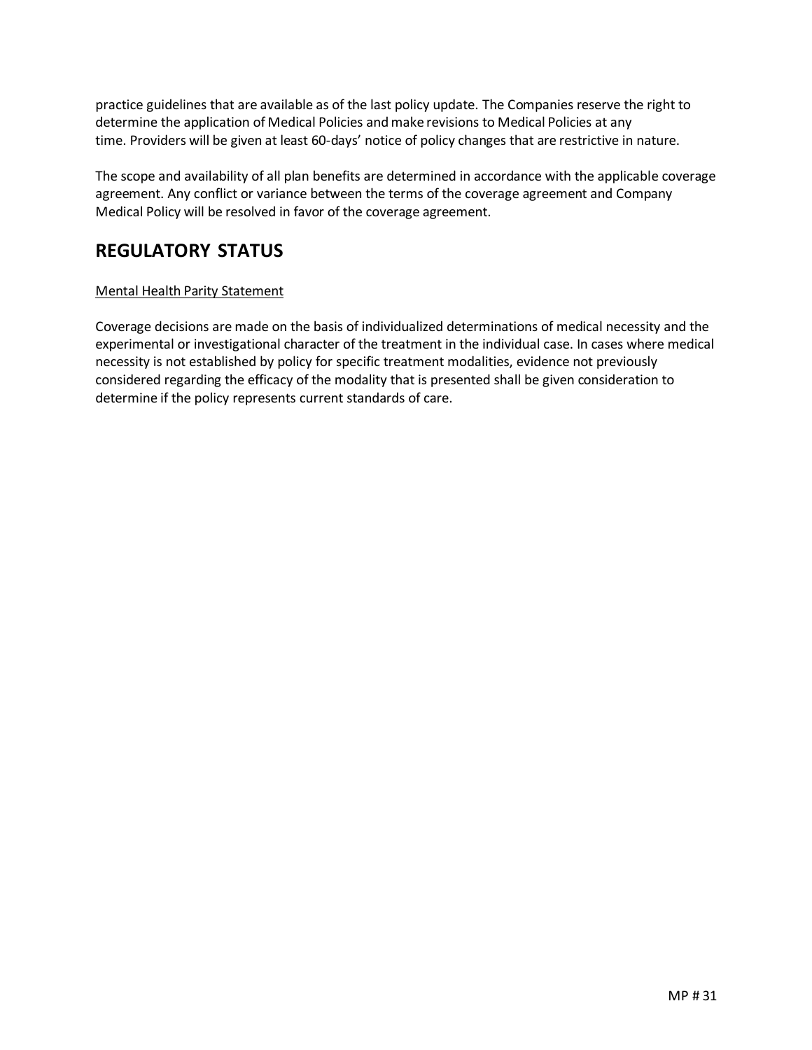practice guidelines that are available as of the last policy update. The Companies reserve the right to determine the application of Medical Policies and make revisions to Medical Policies at any time. Providers will be given at least 60-days' notice of policy changes that are restrictive in nature.

The scope and availability of all plan benefits are determined in accordance with the applicable coverage agreement. Any conflict or variance between the terms of the coverage agreement and Company Medical Policy will be resolved in favor of the coverage agreement.

## REGULATORY STATUS

Mental Health Parity Statement

Coverage decisions are made on the basis of individualized determinations of medical necessity and the experimental or investigational character of the treatment in the individual case. In cases where medical necessity is not established by policy for specific treatment modalities, evidence not previously considered regarding the efficacy of the modality that is presented shall be given consideration to determine if the policy represents current standards of care.